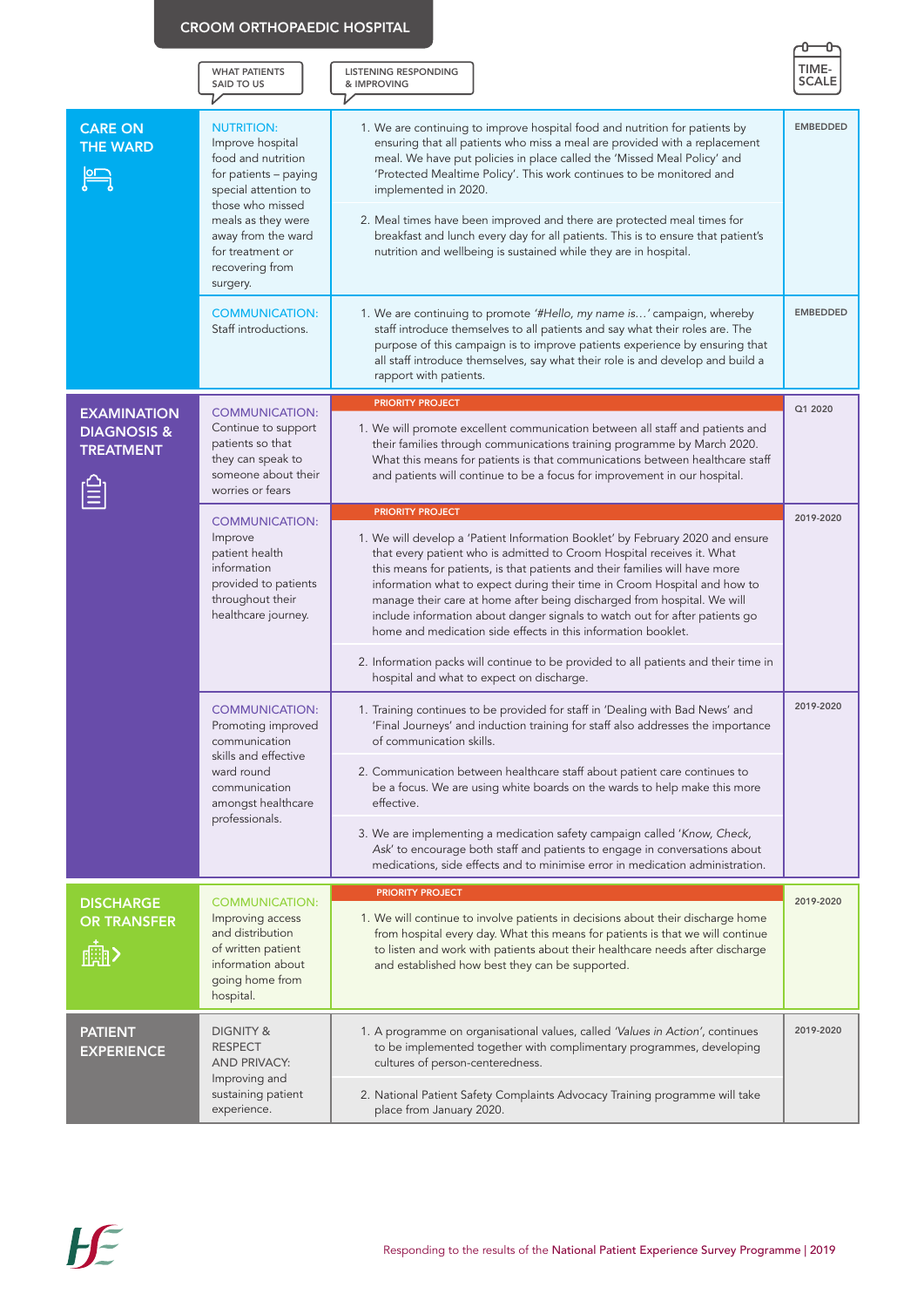# CROOM ORTHOPAEDIC HOSPITAL

| | WHAT PATIENTS SAID TO US | LISTENING RESPONDING & IMPROVING | TIME-SCALE |
|---|---|---|---|
| **CARE ON THE WARD** | NUTRITION: Improve hospital food and nutrition for patients – paying special attention to those who missed meals as they were away from the ward for treatment or recovering from surgery. | 1. We are continuing to improve hospital food and nutrition for patients by ensuring that all patients who miss a meal are provided with a replacement meal. We have put policies in place called the 'Missed Meal Policy' and 'Protected Mealtime Policy'. This work continues to be monitored and implemented in 2020.<br><br>2. Meal times have been improved and there are protected meal times for breakfast and lunch every day for all patients. This is to ensure that patient's nutrition and wellbeing is sustained while they are in hospital. | EMBEDDED |
| | COMMUNICATION: Staff introductions. | 1. We are continuing to promote *'#Hello, my name is…'* campaign, whereby staff introduce themselves to all patients and say what their roles are. The purpose of this campaign is to improve patients experience by ensuring that all staff introduce themselves, say what their role is and develop and build a rapport with patients. | EMBEDDED |
| **EXAMINATION DIAGNOSIS & TREATMENT** | COMMUNICATION: Continue to support patients so that they can speak to someone about their worries or fears | **PRIORITY PROJECT**<br><br>1. We will promote excellent communication between all staff and patients and their families through communications training programme by March 2020. What this means for patients is that communications between healthcare staff and patients will continue to be a focus for improvement in our hospital. | Q1 2020 |
| | COMMUNICATION: Improve patient health information provided to patients throughout their healthcare journey. | **PRIORITY PROJECT**<br><br>1. We will develop a 'Patient Information Booklet' by February 2020 and ensure that every patient who is admitted to Croom Hospital receives it. What this means for patients, is that patients and their families will have more information what to expect during their time in Croom Hospital and how to manage their care at home after being discharged from hospital. We will include information about danger signals to watch out for after patients go home and medication side effects in this information booklet.<br><br>2. Information packs will continue to be provided to all patients and their time in hospital and what to expect on discharge. | 2019-2020 |
| | COMMUNICATION: Promoting improved communication skills and effective ward round communication amongst healthcare professionals. | 1. Training continues to be provided for staff in 'Dealing with Bad News' and 'Final Journeys' and induction training for staff also addresses the importance of communication skills.<br><br>2. Communication between healthcare staff about patient care continues to be a focus. We are using white boards on the wards to help make this more effective.<br><br>3. We are implementing a medication safety campaign called '*Know, Check, Ask*' to encourage both staff and patients to engage in conversations about medications, side effects and to minimise error in medication administration. | 2019-2020 |
| **DISCHARGE OR TRANSFER** | COMMUNICATION: Improving access and distribution of written patient information about going home from hospital. | **PRIORITY PROJECT**<br><br>1. We will continue to involve patients in decisions about their discharge home from hospital every day. What this means for patients is that we will continue to listen and work with patients about their healthcare needs after discharge and established how best they can be supported. | 2019-2020 |
| **PATIENT EXPERIENCE** | DIGNITY & RESPECT AND PRIVACY: Improving and sustaining patient experience. | 1. A programme on organisational values, called *'Values in Action'*, continues to be implemented together with complimentary programmes, developing cultures of person-centeredness.<br><br>2. National Patient Safety Complaints Advocacy Training programme will take place from January 2020. | 2019-2020 |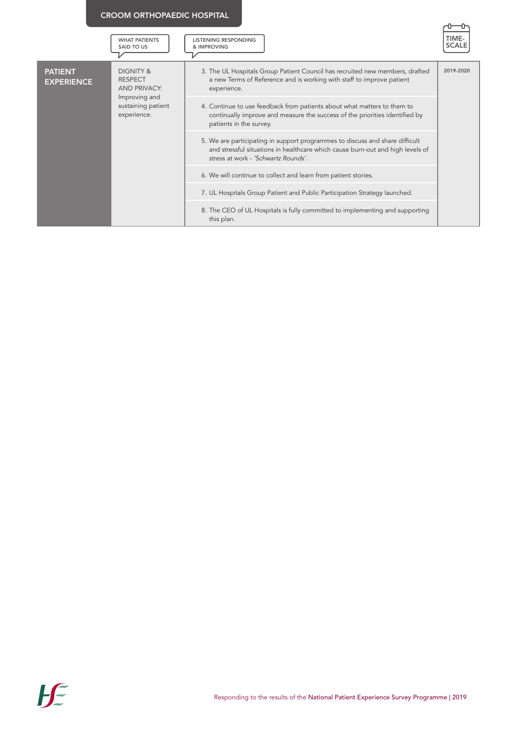## CROOM ORTHOPAEDIC HOSPITAL

| | WHAT PATIENTS SAID TO US | LISTENING RESPONDING & IMPROVING | TIME-SCALE |
|---|---|---|---|
| **PATIENT EXPERIENCE** | DIGNITY & RESPECT AND PRIVACY: Improving and sustaining patient experience. | 3. The UL Hospitals Group Patient Council has recruited new members, drafted a new Terms of Reference and is working with staff to improve patient experience. | 2019-2020 |
| | | 4. Continue to use feedback from patients about what matters to them to continually improve and measure the success of the priorities identified by patients in the survey. | |
| | | 5. We are participating in support programmes to discuss and share difficult and stressful situations in healthcare which cause burn-out and high levels of stress at work - *'Schwartz Rounds'*. | |
| | | 6. We will continue to collect and learn from patient stories. | |
| | | 7. UL Hospitals Group Patient and Public Participation Strategy launched. | |
| | | 8. The CEO of UL Hospitals is fully committed to implementing and supporting this plan. | |